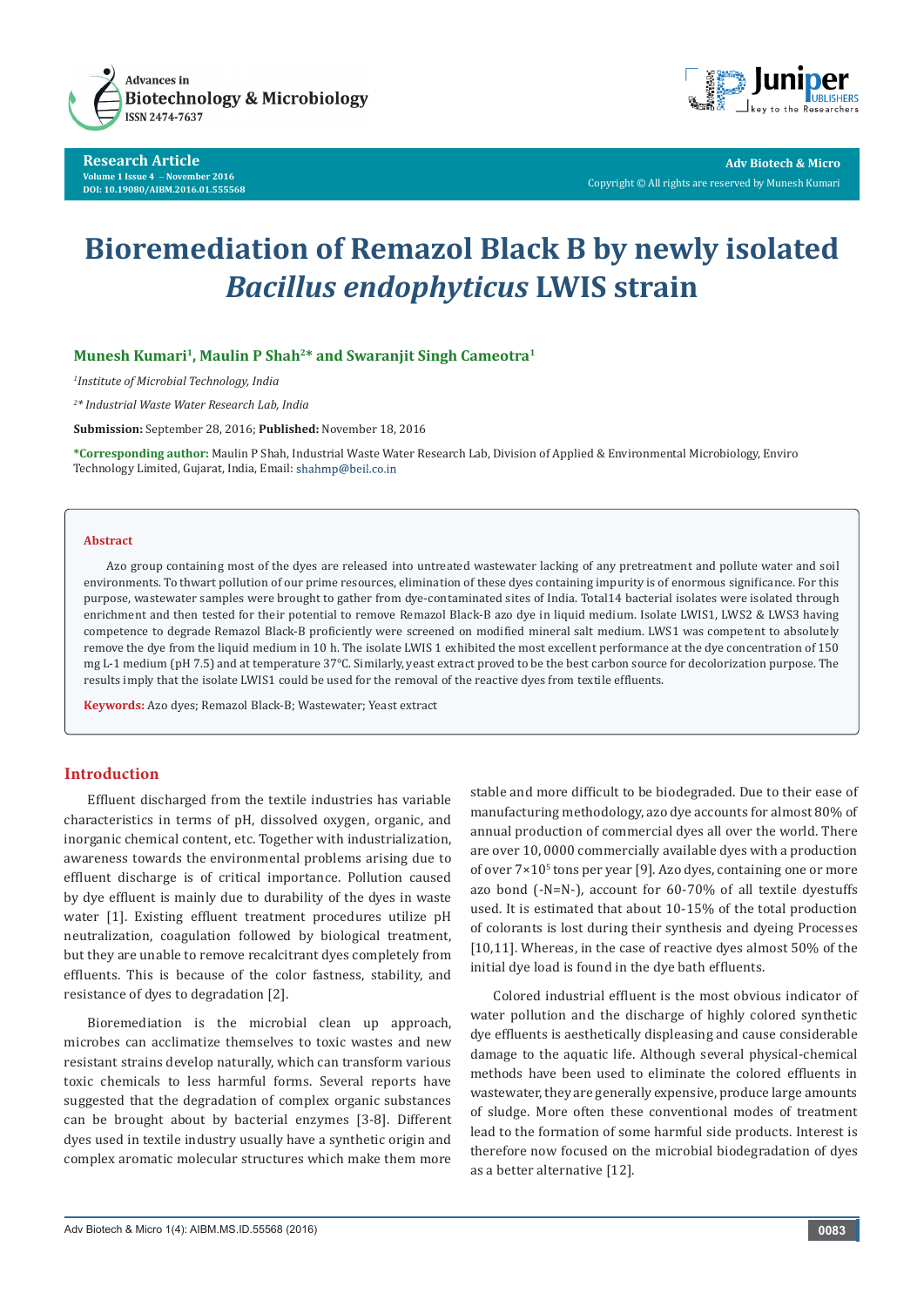# Bioremediation of Remazol Black B by newly isolated *Bacillus endophyticus* LWIS strain

**Munesh Kumari[1], Maulin P Shah[2]* and Swaranjit Singh Cameotra[1]**

[1]*Institute of Microbial Technology, India*

[2]* *Industrial Waste Water Research Lab, India*

**Submission:** September 28, 2016; **Published:** November 18, 2016

**\*Corresponding author:** Maulin P Shah, Industrial Waste Water Research Lab, Division of Applied & Environmental Microbiology, Enviro Technology Limited, Gujarat, India, Email: shahmp@beil.co.in

## Abstract

Azo group containing most of the dyes are released into untreated wastewater lacking of any pretreatment and pollute water and soil environments. To thwart pollution of our prime resources, elimination of these dyes containing impurity is of enormous significance. For this purpose, wastewater samples were brought to gather from dye-contaminated sites of India. Total14 bacterial isolates were isolated through enrichment and then tested for their potential to remove Remazol Black-B azo dye in liquid medium. Isolate LWIS1, LWS2 & LWS3 having competence to degrade Remazol Black-B proficiently were screened on modified mineral salt medium. LWS1 was competent to absolutely remove the dye from the liquid medium in 10 h. The isolate LWIS 1 exhibited the most excellent performance at the dye concentration of 150 mg L-1 medium (pH 7.5) and at temperature 37°C. Similarly, yeast extract proved to be the best carbon source for decolorization purpose. The results imply that the isolate LWIS1 could be used for the removal of the reactive dyes from textile effluents.

**Keywords:** Azo dyes; Remazol Black-B; Wastewater; Yeast extract

## Introduction

Effluent discharged from the textile industries has variable characteristics in terms of pH, dissolved oxygen, organic, and inorganic chemical content, etc. Together with industrialization, awareness towards the environmental problems arising due to effluent discharge is of critical importance. Pollution caused by dye effluent is mainly due to durability of the dyes in waste water [1]. Existing effluent treatment procedures utilize pH neutralization, coagulation followed by biological treatment, but they are unable to remove recalcitrant dyes completely from effluents. This is because of the color fastness, stability, and resistance of dyes to degradation [2].

Bioremediation is the microbial clean up approach, microbes can acclimatize themselves to toxic wastes and new resistant strains develop naturally, which can transform various toxic chemicals to less harmful forms. Several reports have suggested that the degradation of complex organic substances can be brought about by bacterial enzymes [3-8]. Different dyes used in textile industry usually have a synthetic origin and complex aromatic molecular structures which make them more stable and more difficult to be biodegraded. Due to their ease of manufacturing methodology, azo dye accounts for almost 80% of annual production of commercial dyes all over the world. There are over 10, 0000 commercially available dyes with a production of over $7\times10^5$ tons per year [9]. Azo dyes, containing one or more azo bond (-N=N-), account for 60-70% of all textile dyestuffs used. It is estimated that about 10-15% of the total production of colorants is lost during their synthesis and dyeing Processes [10,11]. Whereas, in the case of reactive dyes almost 50% of the initial dye load is found in the dye bath effluents.

Colored industrial effluent is the most obvious indicator of water pollution and the discharge of highly colored synthetic dye effluents is aesthetically displeasing and cause considerable damage to the aquatic life. Although several physical-chemical methods have been used to eliminate the colored effluents in wastewater, they are generally expensive, produce large amounts of sludge. More often these conventional modes of treatment lead to the formation of some harmful side products. Interest is therefore now focused on the microbial biodegradation of dyes as a better alternative [12].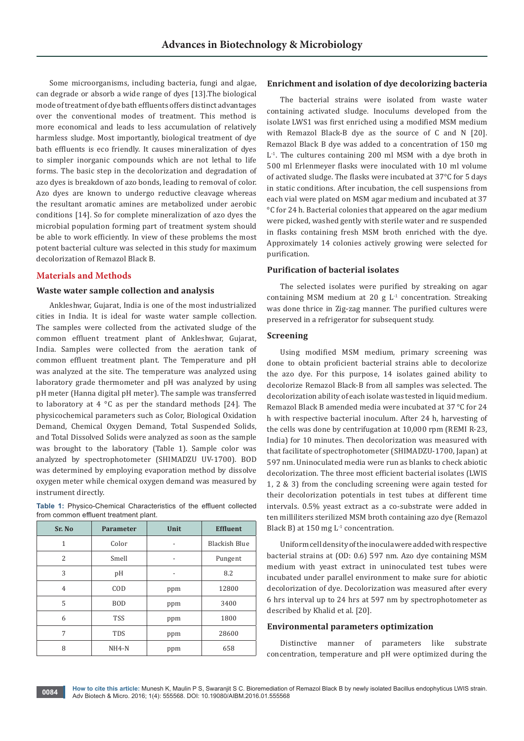Some microorganisms, including bacteria, fungi and algae, can degrade or absorb a wide range of dyes [13].The biological mode of treatment of dye bath effluents offers distinct advantages over the conventional modes of treatment. This method is more economical and leads to less accumulation of relatively harmless sludge. Most importantly, biological treatment of dye bath effluents is eco friendly. It causes mineralization of dyes to simpler inorganic compounds which are not lethal to life forms. The basic step in the decolorization and degradation of azo dyes is breakdown of azo bonds, leading to removal of color. Azo dyes are known to undergo reductive cleavage whereas the resultant aromatic amines are metabolized under aerobic conditions [14]. So for complete mineralization of azo dyes the microbial population forming part of treatment system should be able to work efficiently. In view of these problems the most potent bacterial culture was selected in this study for maximum decolorization of Remazol Black B.

## Materials and Methods

### Waste water sample collection and analysis

Ankleshwar, Gujarat, India is one of the most industrialized cities in India. It is ideal for waste water sample collection. The samples were collected from the activated sludge of the common effluent treatment plant of Ankleshwar, Gujarat, India. Samples were collected from the aeration tank of common effluent treatment plant. The Temperature and pH was analyzed at the site. The temperature was analyzed using laboratory grade thermometer and pH was analyzed by using pH meter (Hanna digital pH meter). The sample was transferred to laboratory at 4 °C as per the standard methods [24]. The physicochemical parameters such as Color, Biological Oxidation Demand, Chemical Oxygen Demand, Total Suspended Solids, and Total Dissolved Solids were analyzed as soon as the sample was brought to the laboratory (Table 1). Sample color was analyzed by spectrophotometer (SHIMADZU UV-1700). BOD was determined by employing evaporation method by dissolve oxygen meter while chemical oxygen demand was measured by instrument directly.

**Table 1:** Physico-Chemical Characteristics of the effluent collected from common effluent treatment plant.

| Sr. No | Parameter | Unit | Effluent |
|---|---|---|---|
| 1 | Color | - | Blackish Blue |
| 2 | Smell | - | Pungent |
| 3 | pH | - | 8.2 |
| 4 | COD | ppm | 12800 |
| 5 | BOD | ppm | 3400 |
| 6 | TSS | ppm | 1800 |
| 7 | TDS | ppm | 28600 |
| 8 | NH4-N | ppm | 658 |

### Enrichment and isolation of dye decolorizing bacteria

The bacterial strains were isolated from waste water containing activated sludge. Inoculums developed from the isolate LWS1 was first enriched using a modified MSM medium with Remazol Black-B dye as the source of C and N [20]. Remazol Black B dye was added to a concentration of 150 mg $L^{-1}$. The cultures containing 200 ml MSM with a dye broth in 500 ml Erlenmeyer flasks were inoculated with 10 ml volume of activated sludge. The flasks were incubated at 37°C for 5 days in static conditions. After incubation, the cell suspensions from each vial were plated on MSM agar medium and incubated at 37 °C for 24 h. Bacterial colonies that appeared on the agar medium were picked, washed gently with sterile water and re suspended in flasks containing fresh MSM broth enriched with the dye. Approximately 14 colonies actively growing were selected for purification.

### Purification of bacterial isolates

The selected isolates were purified by streaking on agar containing MSM medium at 20 g $L^{-1}$ concentration. Streaking was done thrice in Zig-zag manner. The purified cultures were preserved in a refrigerator for subsequent study.

### Screening

Using modified MSM medium, primary screening was done to obtain proficient bacterial strains able to decolorize the azo dye. For this purpose, 14 isolates gained ability to decolorize Remazol Black-B from all samples was selected. The decolorization ability of each isolate was tested in liquid medium. Remazol Black B amended media were incubated at 37 °C for 24 h with respective bacterial inoculum. After 24 h, harvesting of the cells was done by centrifugation at 10,000 rpm (REMI R-23, India) for 10 minutes. Then decolorization was measured with that facilitate of spectrophotometer (SHIMADZU-1700, Japan) at 597 nm. Uninoculated media were run as blanks to check abiotic decolorization. The three most efficient bacterial isolates (LWIS 1, 2 & 3) from the concluding screening were again tested for their decolorization potentials in test tubes at different time intervals. 0.5% yeast extract as a co-substrate were added in ten milliliters sterilized MSM broth containing azo dye (Remazol Black B) at 150 mg $L^{-1}$ concentration.

Uniform cell density of the inocula were added with respective bacterial strains at (OD: 0.6) 597 nm. Azo dye containing MSM medium with yeast extract in uninoculated test tubes were incubated under parallel environment to make sure for abiotic decolorization of dye. Decolorization was measured after every 6 hrs interval up to 24 hrs at 597 nm by spectrophotometer as described by Khalid et al. [20].

### Environmental parameters optimization

Distinctive manner of parameters like substrate concentration, temperature and pH were optimized during the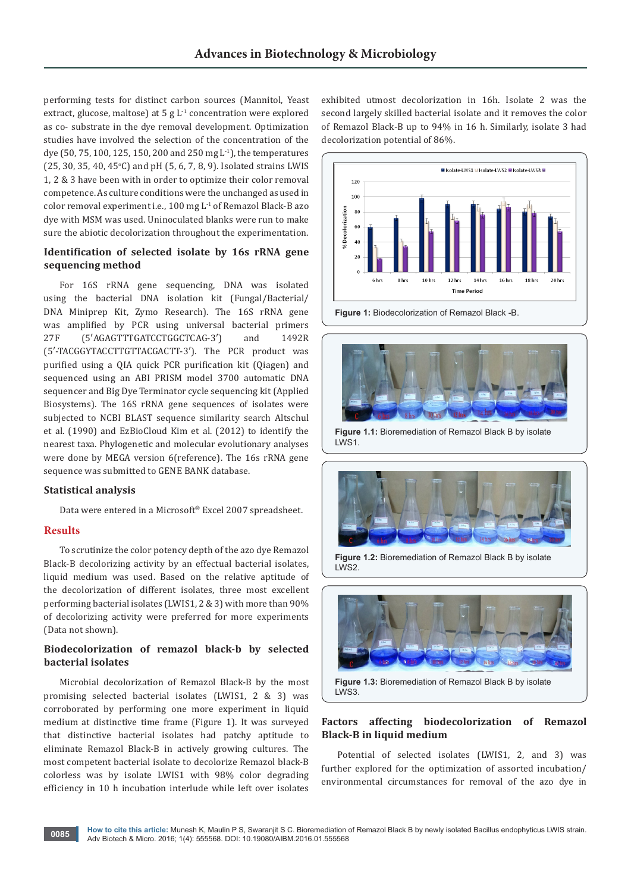performing tests for distinct carbon sources (Mannitol, Yeast extract, glucose, maltose) at 5 g $L^{-1}$ concentration were explored as co- substrate in the dye removal development. Optimization studies have involved the selection of the concentration of the dye (50, 75, 100, 125, 150, 200 and 250 mg $L^{-1}$), the temperatures (25, 30, 35, 40, 45°C) and pH (5, 6, 7, 8, 9). Isolated strains LWIS 1, 2 & 3 have been with in order to optimize their color removal competence. As culture conditions were the unchanged as used in color removal experiment i.e., 100 mg $L^{-1}$ of Remazol Black-B azo dye with MSM was used. Uninoculated blanks were run to make sure the abiotic decolorization throughout the experimentation.

## Identification of selected isolate by 16s rRNA gene sequencing method

For 16S rRNA gene sequencing, DNA was isolated using the bacterial DNA isolation kit (Fungal/Bacterial/DNA Miniprep Kit, Zymo Research). The 16S rRNA gene was amplified by PCR using universal bacterial primers 27F (5′AGAGTTTGATCCTGGCTCAG-3′) and 1492R (5′-TACGGYTACCTTGTTACGACTT-3′). The PCR product was purified using a QIA quick PCR purification kit (Qiagen) and sequenced using an ABI PRISM model 3700 automatic DNA sequencer and Big Dye Terminator cycle sequencing kit (Applied Biosystems). The 16S rRNA gene sequences of isolates were subjected to NCBI BLAST sequence similarity search Altschul et al. (1990) and EzBioCloud Kim et al. (2012) to identify the nearest taxa. Phylogenetic and molecular evolutionary analyses were done by MEGA version 6(reference). The 16s rRNA gene sequence was submitted to GENE BANK database.

## Statistical analysis

Data were entered in a Microsoft® Excel 2007 spreadsheet.

## Results

To scrutinize the color potency depth of the azo dye Remazol Black-B decolorizing activity by an effectual bacterial isolates, liquid medium was used. Based on the relative aptitude of the decolorization of different isolates, three most excellent performing bacterial isolates (LWIS1, 2 & 3) with more than 90% of decolorizing activity were preferred for more experiments (Data not shown).

## Biodecolorization of remazol black-b by selected bacterial isolates

Microbial decolorization of Remazol Black-B by the most promising selected bacterial isolates (LWIS1, 2 & 3) was corroborated by performing one more experiment in liquid medium at distinctive time frame (Figure 1). It was surveyed that distinctive bacterial isolates had patchy aptitude to eliminate Remazol Black-B in actively growing cultures. The most competent bacterial isolate to decolorize Remazol black-B colorless was by isolate LWIS1 with 98% color degrading efficiency in 10 h incubation interlude while left over isolates exhibited utmost decolorization in 16h. Isolate 2 was the second largely skilled bacterial isolate and it removes the color of Remazol Black-B up to 94% in 16 h. Similarly, isolate 3 had decolorization potential of 86%.

**Figure 1:** Biodecolorization of Remazol Black -B.

**Figure 1.1:** Bioremediation of Remazol Black B by isolate LWS1.

**Figure 1.2:** Bioremediation of Remazol Black B by isolate LWS2.

**Figure 1.3:** Bioremediation of Remazol Black B by isolate LWS3.

## Factors affecting biodecolorization of Remazol Black-B in liquid medium

Potential of selected isolates (LWIS1, 2, and 3) was further explored for the optimization of assorted incubation/environmental circumstances for removal of the azo dye in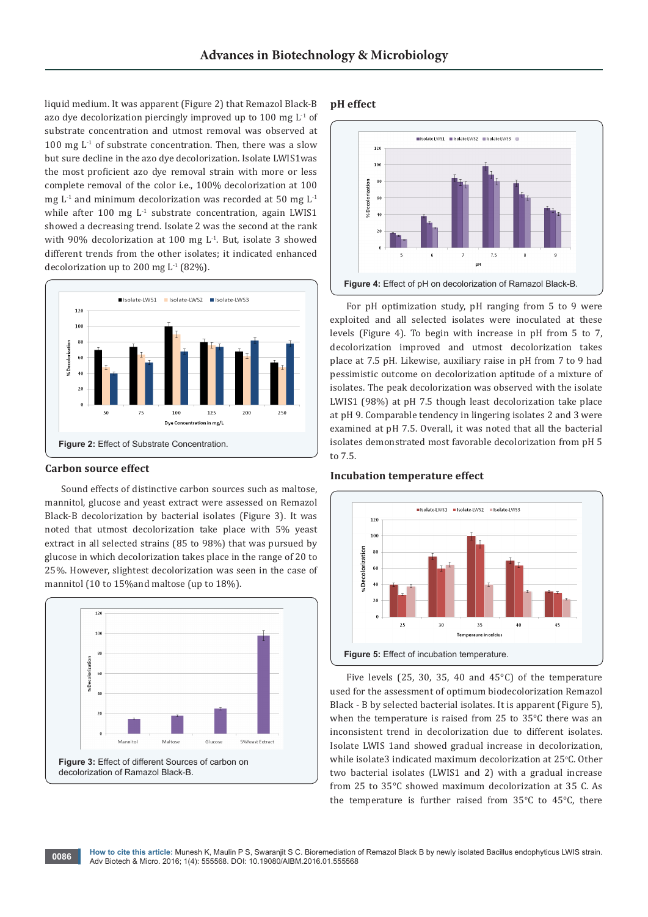liquid medium. It was apparent (Figure 2) that Remazol Black-B azo dye decolorization piercingly improved up to 100 mg $L^{-1}$ of substrate concentration and utmost removal was observed at 100 mg $L^{-1}$ of substrate concentration. Then, there was a slow but sure decline in the azo dye decolorization. Isolate LWIS1was the most proficient azo dye removal strain with more or less complete removal of the color i.e., 100% decolorization at 100 mg $L^{-1}$ and minimum decolorization was recorded at 50 mg $L^{-1}$ while after 100 mg $L^{-1}$ substrate concentration, again LWIS1 showed a decreasing trend. Isolate 2 was the second at the rank with 90% decolorization at 100 mg $L^{-1}$. But, isolate 3 showed different trends from the other isolates; it indicated enhanced decolorization up to 200 mg $L^{-1}$ (82%).

**Figure 2:** Effect of Substrate Concentration.

### Carbon source effect

Sound effects of distinctive carbon sources such as maltose, mannitol, glucose and yeast extract were assessed on Remazol Black-B decolorization by bacterial isolates (Figure 3). It was noted that utmost decolorization take place with 5% yeast extract in all selected strains (85 to 98%) that was pursued by glucose in which decolorization takes place in the range of 20 to 25%. However, slightest decolorization was seen in the case of mannitol (10 to 15%and maltose (up to 18%).

**Figure 3:** Effect of different Sources of carbon on decolorization of Ramazol Black-B.

### pH effect

**Figure 4:** Effect of pH on decolorization of Ramazol Black-B.

For pH optimization study, pH ranging from 5 to 9 were exploited and all selected isolates were inoculated at these levels (Figure 4). To begin with increase in pH from 5 to 7, decolorization improved and utmost decolorization takes place at 7.5 pH. Likewise, auxiliary raise in pH from 7 to 9 had pessimistic outcome on decolorization aptitude of a mixture of isolates. The peak decolorization was observed with the isolate LWIS1 (98%) at pH 7.5 though least decolorization take place at pH 9. Comparable tendency in lingering isolates 2 and 3 were examined at pH 7.5. Overall, it was noted that all the bacterial isolates demonstrated most favorable decolorization from pH 5 to 7.5.

### Incubation temperature effect

**Figure 5:** Effect of incubation temperature.

Five levels (25, 30, 35, 40 and 45°C) of the temperature used for the assessment of optimum biodecolorization Remazol Black - B by selected bacterial isolates. It is apparent (Figure 5), when the temperature is raised from 25 to 35°C there was an inconsistent trend in decolorization due to different isolates. Isolate LWIS 1and showed gradual increase in decolorization, while isolate3 indicated maximum decolorization at 25°C. Other two bacterial isolates (LWIS1 and 2) with a gradual increase from 25 to 35°C showed maximum decolorization at 35 C. As the temperature is further raised from 35°C to 45°C, there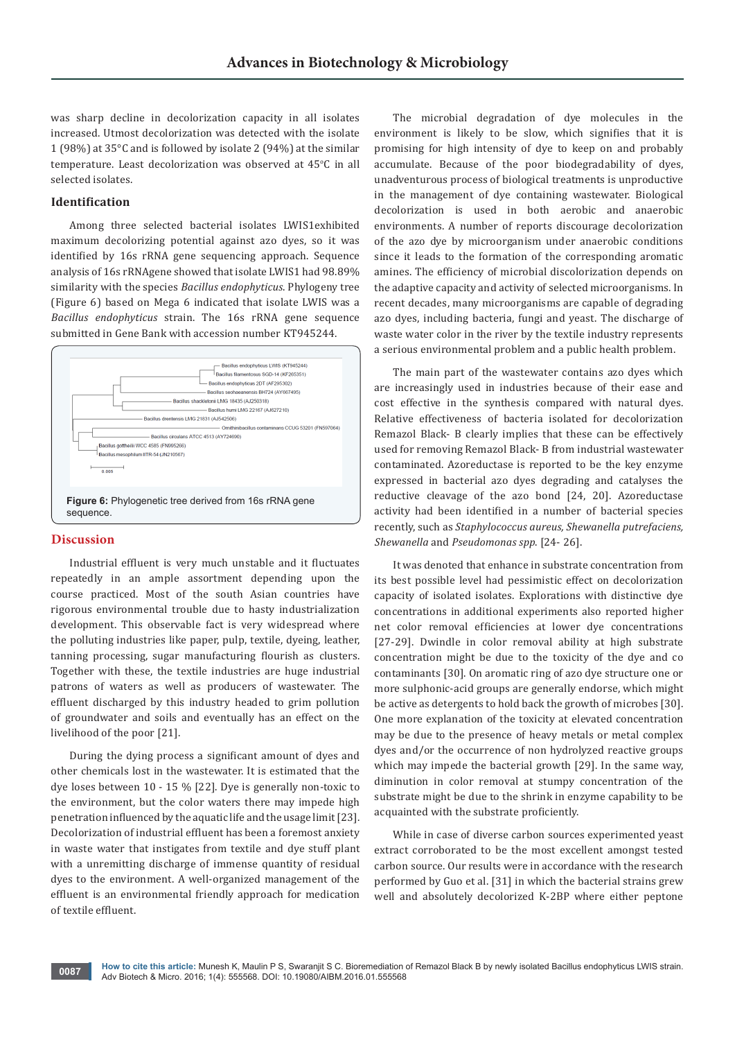was sharp decline in decolorization capacity in all isolates increased. Utmost decolorization was detected with the isolate 1 (98%) at 35°C and is followed by isolate 2 (94%) at the similar temperature. Least decolorization was observed at 45°C in all selected isolates.

### Identification

Among three selected bacterial isolates LWIS1exhibited maximum decolorizing potential against azo dyes, so it was identified by 16s rRNA gene sequencing approach. Sequence analysis of 16s rRNAgene showed that isolate LWIS1 had 98.89% similarity with the species *Bacillus endophyticus*. Phylogeny tree (Figure 6) based on Mega 6 indicated that isolate LWIS was a *Bacillus endophyticus* strain. The 16s rRNA gene sequence submitted in Gene Bank with accession number KT945244.

**Figure 6:** Phylogenetic tree derived from 16s rRNA gene sequence.

## Discussion

Industrial effluent is very much unstable and it fluctuates repeatedly in an ample assortment depending upon the course practiced. Most of the south Asian countries have rigorous environmental trouble due to hasty industrialization development. This observable fact is very widespread where the polluting industries like paper, pulp, textile, dyeing, leather, tanning processing, sugar manufacturing flourish as clusters. Together with these, the textile industries are huge industrial patrons of waters as well as producers of wastewater. The effluent discharged by this industry headed to grim pollution of groundwater and soils and eventually has an effect on the livelihood of the poor [21].

During the dying process a significant amount of dyes and other chemicals lost in the wastewater. It is estimated that the dye loses between 10 - 15 % [22]. Dye is generally non-toxic to the environment, but the color waters there may impede high penetration influenced by the aquatic life and the usage limit [23]. Decolorization of industrial effluent has been a foremost anxiety in waste water that instigates from textile and dye stuff plant with a unremitting discharge of immense quantity of residual dyes to the environment. A well-organized management of the effluent is an environmental friendly approach for medication of textile effluent.

The microbial degradation of dye molecules in the environment is likely to be slow, which signifies that it is promising for high intensity of dye to keep on and probably accumulate. Because of the poor biodegradability of dyes, unadventurous process of biological treatments is unproductive in the management of dye containing wastewater. Biological decolorization is used in both aerobic and anaerobic environments. A number of reports discourage decolorization of the azo dye by microorganism under anaerobic conditions since it leads to the formation of the corresponding aromatic amines. The efficiency of microbial discoloration depends on the adaptive capacity and activity of selected microorganisms. In recent decades, many microorganisms are capable of degrading azo dyes, including bacteria, fungi and yeast. The discharge of waste water color in the river by the textile industry represents a serious environmental problem and a public health problem.

The main part of the wastewater contains azo dyes which are increasingly used in industries because of their ease and cost effective in the synthesis compared with natural dyes. Relative effectiveness of bacteria isolated for decolorization Remazol Black- B clearly implies that these can be effectively used for removing Remazol Black- B from industrial wastewater contaminated. Azoreductase is reported to be the key enzyme expressed in bacterial azo dyes degrading and catalyses the reductive cleavage of the azo bond [24, 20]. Azoreductase activity had been identified in a number of bacterial species recently, such as *Staphylococcus aureus, Shewanella putrefaciens, Shewanella* and *Pseudomonas spp.* [24- 26].

It was denoted that enhance in substrate concentration from its best possible level had pessimistic effect on decolorization capacity of isolated isolates. Explorations with distinctive dye concentrations in additional experiments also reported higher net color removal efficiencies at lower dye concentrations [27-29]. Dwindle in color removal ability at high substrate concentration might be due to the toxicity of the dye and co contaminants [30]. On aromatic ring of azo dye structure one or more sulphonic-acid groups are generally endorse, which might be active as detergents to hold back the growth of microbes [30]. One more explanation of the toxicity at elevated concentration may be due to the presence of heavy metals or metal complex dyes and/or the occurrence of non hydrolyzed reactive groups which may impede the bacterial growth [29]. In the same way, diminution in color removal at stumpy concentration of the substrate might be due to the shrink in enzyme capability to be acquainted with the substrate proficiently.

While in case of diverse carbon sources experimented yeast extract corroborated to be the most excellent amongst tested carbon source. Our results were in accordance with the research performed by Guo et al. [31] in which the bacterial strains grew well and absolutely decolorized K-2BP where either peptone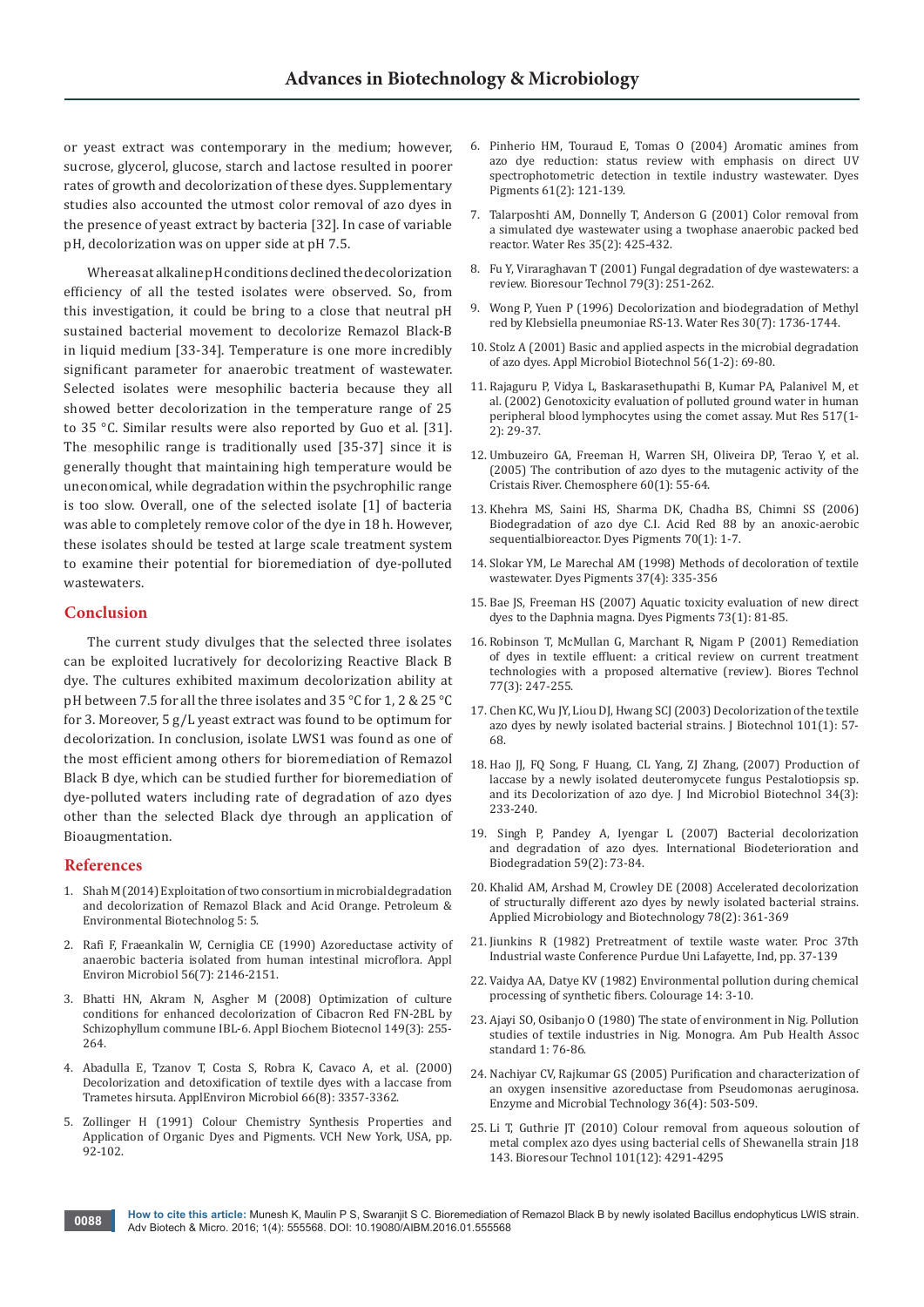or yeast extract was contemporary in the medium; however, sucrose, glycerol, glucose, starch and lactose resulted in poorer rates of growth and decolorization of these dyes. Supplementary studies also accounted the utmost color removal of azo dyes in the presence of yeast extract by bacteria [32]. In case of variable pH, decolorization was on upper side at pH 7.5.

Whereas at alkaline pH conditions declined the decolorization efficiency of all the tested isolates were observed. So, from this investigation, it could be bring to a close that neutral pH sustained bacterial movement to decolorize Remazol Black-B in liquid medium [33-34]. Temperature is one more incredibly significant parameter for anaerobic treatment of wastewater. Selected isolates were mesophilic bacteria because they all showed better decolorization in the temperature range of 25 to 35 °C. Similar results were also reported by Guo et al. [31]. The mesophilic range is traditionally used [35-37] since it is generally thought that maintaining high temperature would be uneconomical, while degradation within the psychrophilic range is too slow. Overall, one of the selected isolate [1] of bacteria was able to completely remove color of the dye in 18 h. However, these isolates should be tested at large scale treatment system to examine their potential for bioremediation of dye-polluted wastewaters.

## Conclusion

The current study divulges that the selected three isolates can be exploited lucratively for decolorizing Reactive Black B dye. The cultures exhibited maximum decolorization ability at pH between 7.5 for all the three isolates and 35 °C for 1, 2 & 25 °C for 3. Moreover, 5 g/L yeast extract was found to be optimum for decolorization. In conclusion, isolate LWS1 was found as one of the most efficient among others for bioremediation of Remazol Black B dye, which can be studied further for bioremediation of dye-polluted waters including rate of degradation of azo dyes other than the selected Black dye through an application of Bioaugmentation.

## References

1. Shah M (2014) Exploitation of two consortium in microbial degradation and decolorization of Remazol Black and Acid Orange. Petroleum & Environmental Biotechnolog 5: 5.
2. Rafi F, Fraeankalin W, Cerniglia CE (1990) Azoreductase activity of anaerobic bacteria isolated from human intestinal microflora. Appl Environ Microbiol 56(7): 2146-2151.
3. Bhatti HN, Akram N, Asgher M (2008) Optimization of culture conditions for enhanced decolorization of Cibacron Red FN-2BL by Schizophyllum commune IBL-6. Appl Biochem Biotecnol 149(3): 255-264.
4. Abadulla E, Tzanov T, Costa S, Robra K, Cavaco A, et al. (2000) Decolorization and detoxification of textile dyes with a laccase from Trametes hirsuta. ApplEnviron Microbiol 66(8): 3357-3362.
5. Zollinger H (1991) Colour Chemistry Synthesis Properties and Application of Organic Dyes and Pigments. VCH New York, USA, pp. 92-102.
6. Pinherio HM, Touraud E, Tomas O (2004) Aromatic amines from azo dye reduction: status review with emphasis on direct UV spectrophotometric detection in textile industry wastewater. Dyes Pigments 61(2): 121-139.
7. Talarposhti AM, Donnelly T, Anderson G (2001) Color removal from a simulated dye wastewater using a twophase anaerobic packed bed reactor. Water Res 35(2): 425-432.
8. Fu Y, Viraraghavan T (2001) Fungal degradation of dye wastewaters: a review. Bioresour Technol 79(3): 251-262.
9. Wong P, Yuen P (1996) Decolorization and biodegradation of Methyl red by Klebsiella pneumoniae RS-13. Water Res 30(7): 1736-1744.
10. Stolz A (2001) Basic and applied aspects in the microbial degradation of azo dyes. Appl Microbiol Biotechnol 56(1-2): 69-80.
11. Rajaguru P, Vidya L, Baskarasethupathi B, Kumar PA, Palanivel M, et al. (2002) Genotoxicity evaluation of polluted ground water in human peripheral blood lymphocytes using the comet assay. Mut Res 517(1-2): 29-37.
12. Umbuzeiro GA, Freeman H, Warren SH, Oliveira DP, Terao Y, et al. (2005) The contribution of azo dyes to the mutagenic activity of the Cristais River. Chemosphere 60(1): 55-64.
13. Khehra MS, Saini HS, Sharma DK, Chadha BS, Chimni SS (2006) Biodegradation of azo dye C.I. Acid Red 88 by an anoxic-aerobic sequentialbioreactor. Dyes Pigments 70(1): 1-7.
14. Slokar YM, Le Marechal AM (1998) Methods of decoloration of textile wastewater. Dyes Pigments 37(4): 335-356
15. Bae JS, Freeman HS (2007) Aquatic toxicity evaluation of new direct dyes to the Daphnia magna. Dyes Pigments 73(1): 81-85.
16. Robinson T, McMullan G, Marchant R, Nigam P (2001) Remediation of dyes in textile effluent: a critical review on current treatment technologies with a proposed alternative (review). Biores Technol 77(3): 247-255.
17. Chen KC, Wu JY, Liou DJ, Hwang SCJ (2003) Decolorization of the textile azo dyes by newly isolated bacterial strains. J Biotechnol 101(1): 57-68.
18. Hao JJ, FQ Song, F Huang, CL Yang, ZJ Zhang, (2007) Production of laccase by a newly isolated deuteromycete fungus Pestalotiopsis sp. and its Decolorization of azo dye. J Ind Microbiol Biotechnol 34(3): 233-240.
19. Singh P, Pandey A, Iyengar L (2007) Bacterial decolorization and degradation of azo dyes. International Biodeterioration and Biodegradation 59(2): 73-84.
20. Khalid AM, Arshad M, Crowley DE (2008) Accelerated decolorization of structurally different azo dyes by newly isolated bacterial strains. Applied Microbiology and Biotechnology 78(2): 361-369
21. Jiunkins R (1982) Pretreatment of textile waste water. Proc 37th Industrial waste Conference Purdue Uni Lafayette, Ind, pp. 37-139
22. Vaidya AA, Datye KV (1982) Environmental pollution during chemical processing of synthetic fibers. Colourage 14: 3-10.
23. Ajayi SO, Osibanjo O (1980) The state of environment in Nig. Pollution studies of textile industries in Nig. Monogra. Am Pub Health Assoc standard 1: 76-86.
24. Nachiyar CV, Rajkumar GS (2005) Purification and characterization of an oxygen insensitive azoreductase from Pseudomonas aeruginosa. Enzyme and Microbial Technology 36(4): 503-509.
25. Li T, Guthrie JT (2010) Colour removal from aqueous soloution of metal complex azo dyes using bacterial cells of Shewanella strain J18 143. Bioresour Technol 101(12): 4291-4295

**How to cite this article:** Munesh K, Maulin P S, Swaranjit S C. Bioremediation of Remazol Black B by newly isolated Bacillus endophyticus LWIS strain. Adv Biotech & Micro. 2016; 1(4): 555568. DOI: 10.19080/AIBM.2016.01.555568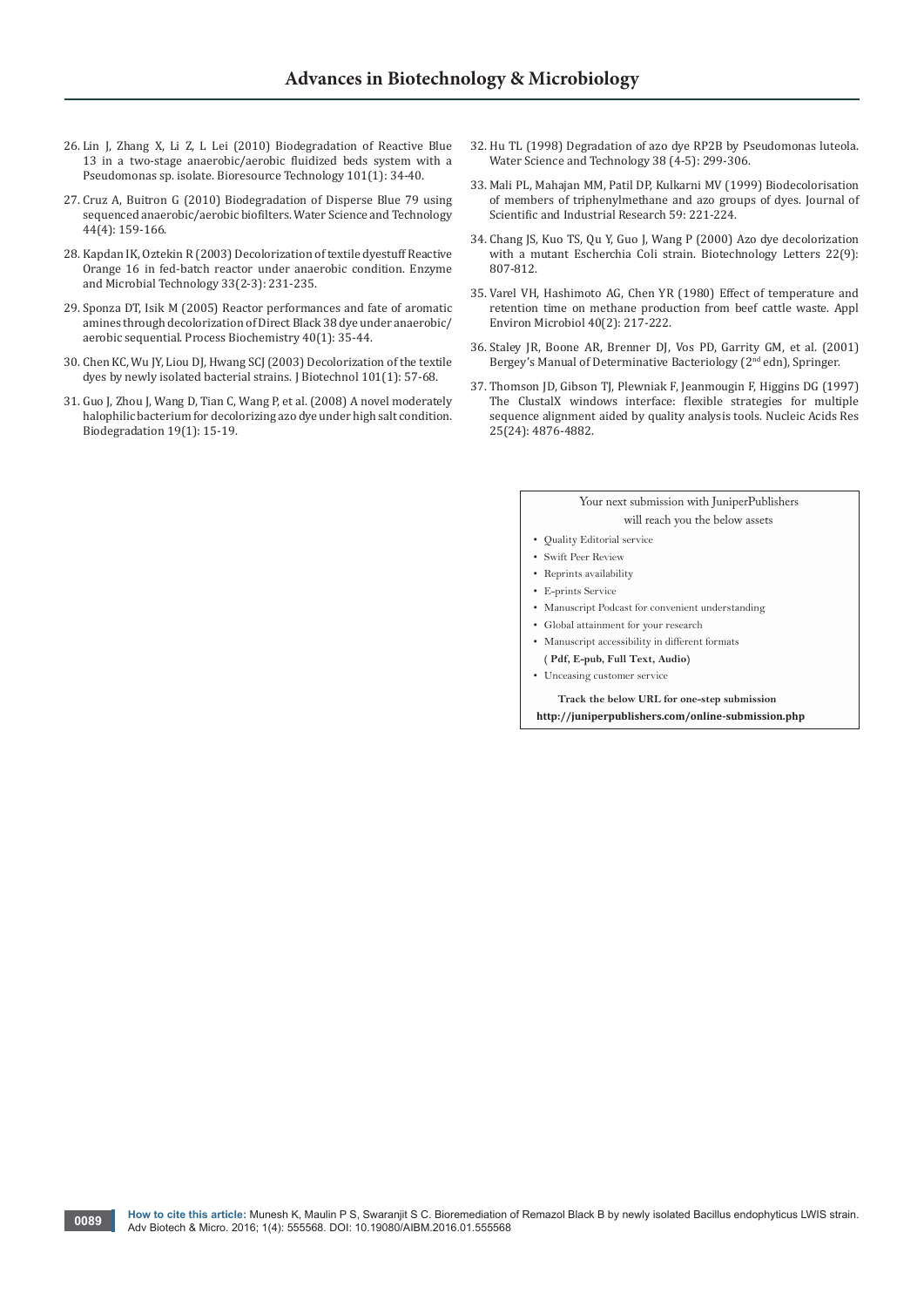26. Lin J, Zhang X, Li Z, L Lei (2010) Biodegradation of Reactive Blue 13 in a two-stage anaerobic/aerobic fluidized beds system with a Pseudomonas sp. isolate. Bioresource Technology 101(1): 34-40.

27. Cruz A, Buitron G (2010) Biodegradation of Disperse Blue 79 using sequenced anaerobic/aerobic biofilters. Water Science and Technology 44(4): 159-166.

28. Kapdan IK, Oztekin R (2003) Decolorization of textile dyestuff Reactive Orange 16 in fed-batch reactor under anaerobic condition. Enzyme and Microbial Technology 33(2-3): 231-235.

29. Sponza DT, Isik M (2005) Reactor performances and fate of aromatic amines through decolorization of Direct Black 38 dye under anaerobic/aerobic sequential. Process Biochemistry 40(1): 35-44.

30. Chen KC, Wu JY, Liou DJ, Hwang SCJ (2003) Decolorization of the textile dyes by newly isolated bacterial strains. J Biotechnol 101(1): 57-68.

31. Guo J, Zhou J, Wang D, Tian C, Wang P, et al. (2008) A novel moderately halophilic bacterium for decolorizing azo dye under high salt condition. Biodegradation 19(1): 15-19.

32. Hu TL (1998) Degradation of azo dye RP2B by Pseudomonas luteola. Water Science and Technology 38 (4-5): 299-306.

33. Mali PL, Mahajan MM, Patil DP, Kulkarni MV (1999) Biodecolorisation of members of triphenylmethane and azo groups of dyes. Journal of Scientific and Industrial Research 59: 221-224.

34. Chang JS, Kuo TS, Qu Y, Guo J, Wang P (2000) Azo dye decolorization with a mutant Escherichia Coli strain. Biotechnology Letters 22(9): 807-812.

35. Varel VH, Hashimoto AG, Chen YR (1980) Effect of temperature and retention time on methane production from beef cattle waste. Appl Environ Microbiol 40(2): 217-222.

36. Staley JR, Boone AR, Brenner DJ, Vos PD, Garrity GM, et al. (2001) Bergey's Manual of Determinative Bacteriology (2nd edn), Springer.

37. Thomson JD, Gibson TJ, Plewniak F, Jeanmougin F, Higgins DG (1997) The ClustalX windows interface: flexible strategies for multiple sequence alignment aided by quality analysis tools. Nucleic Acids Res 25(24): 4876-4882.

Your next submission with JuniperPublishers will reach you the below assets

- Quality Editorial service
- Swift Peer Review
- Reprints availability
- E-prints Service
- Manuscript Podcast for convenient understanding
- Global attainment for your research
- Manuscript accessibility in different formats
  (**Pdf, E-pub, Full Text, Audio**)
- Unceasing customer service

**Track the below URL for one-step submission**
**http://juniperpublishers.com/online-submission.php**

**How to cite this article:** Munesh K, Maulin P S, Swaranjit S C. Bioremediation of Remazol Black B by newly isolated Bacillus endophyticus LWIS strain. Adv Biotech & Micro. 2016; 1(4): 555568. DOI: 10.19080/AIBM.2016.01.555568